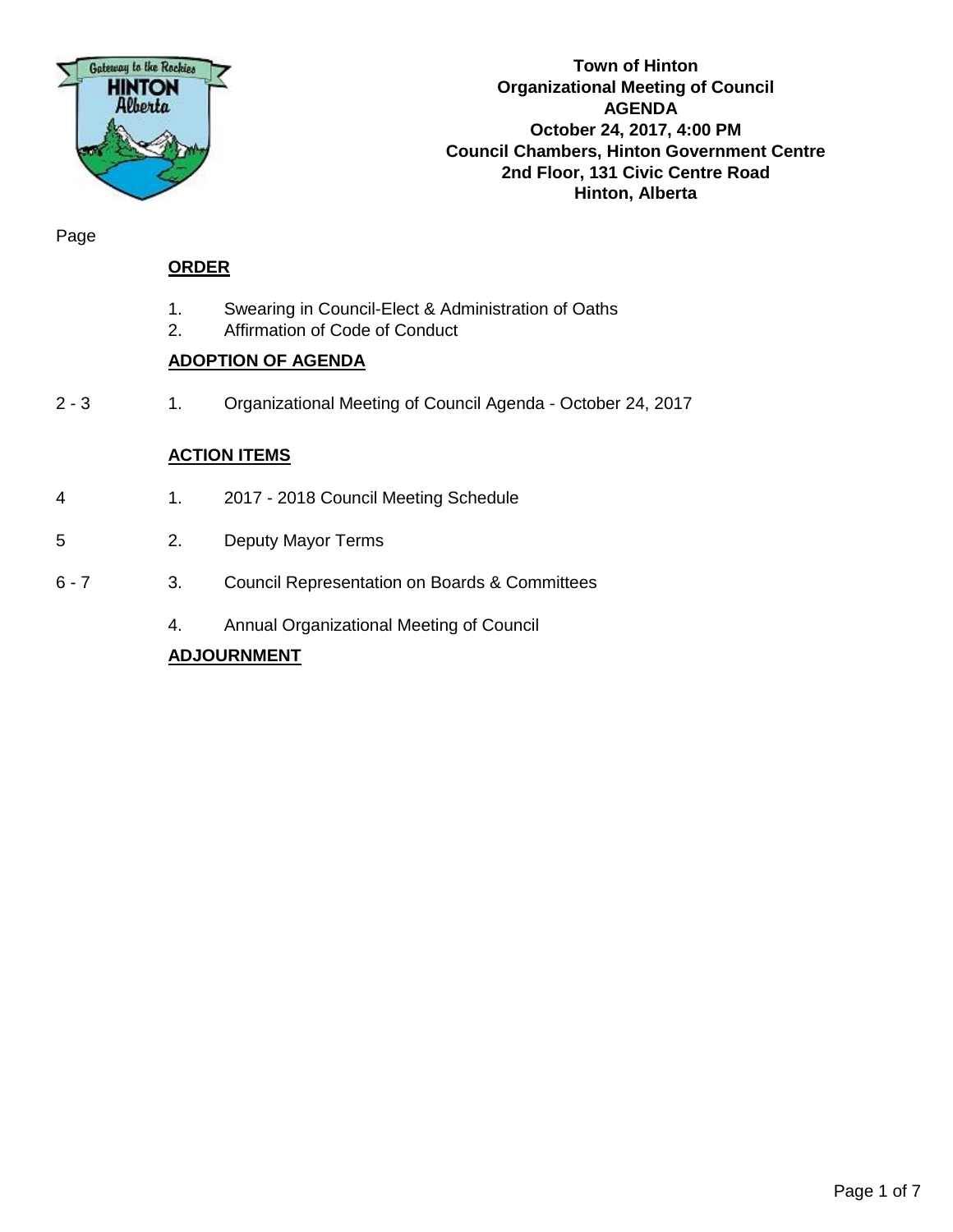**Town of Hinton**
**Organizational Meeting of Council**
**AGENDA**
**October 24, 2017, 4:00 PM**
**Council Chambers, Hinton Government Centre**
**2nd Floor, 131 Civic Centre Road**
**Hinton, Alberta**

| Page | | |
|---|---|---|
| | **ORDER** | |
| | 1. | Swearing in Council-Elect & Administration of Oaths |
| | 2. | Affirmation of Code of Conduct |
| | **ADOPTION OF AGENDA** | |
| 2 - 3 | 1. | Organizational Meeting of Council Agenda - October 24, 2017 |
| | **ACTION ITEMS** | |
| 4 | 1. | 2017 - 2018 Council Meeting Schedule |
| 5 | 2. | Deputy Mayor Terms |
| 6 - 7 | 3. | Council Representation on Boards & Committees |
| | 4. | Annual Organizational Meeting of Council |
| | **ADJOURNMENT** | |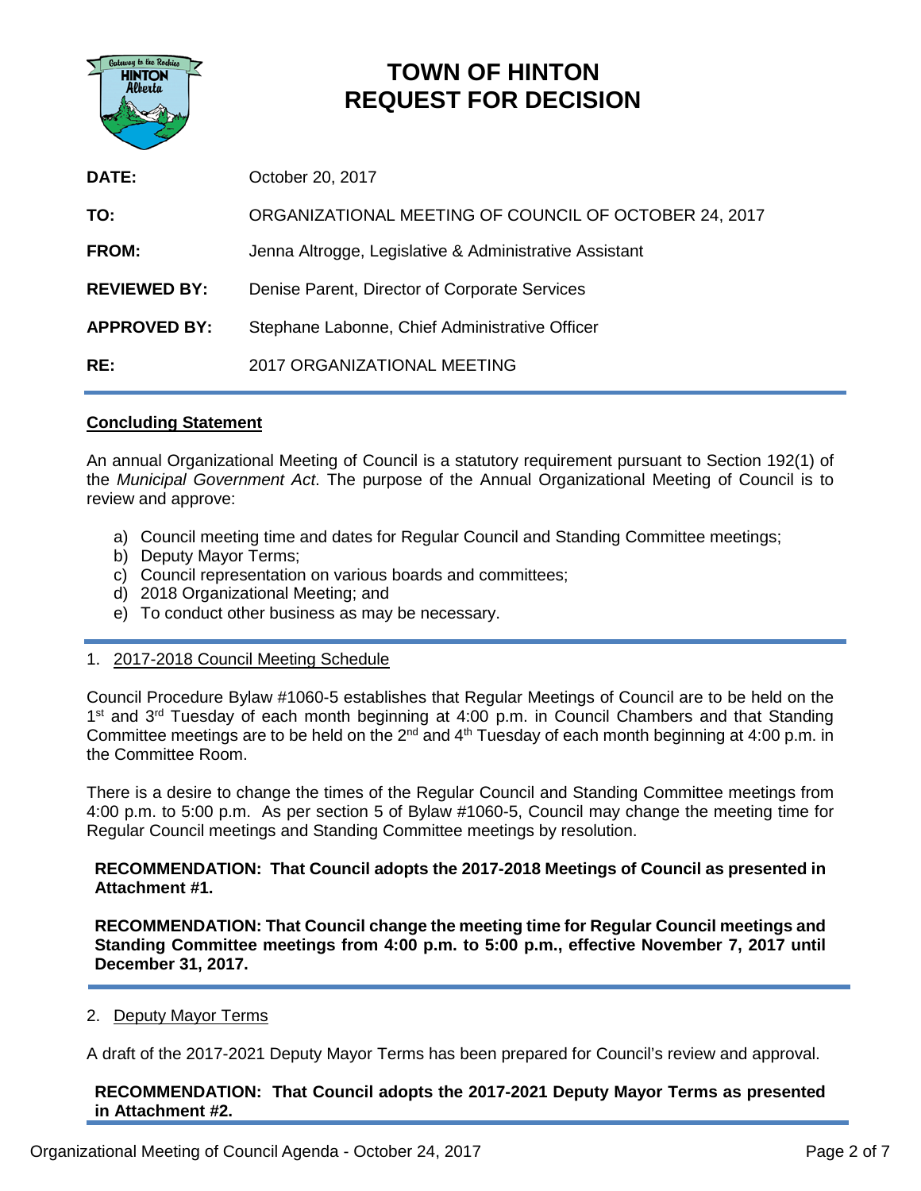# TOWN OF HINTON
# REQUEST FOR DECISION

| | |
|---|---|
| **DATE:** | October 20, 2017 |
| **TO:** | ORGANIZATIONAL MEETING OF COUNCIL OF OCTOBER 24, 2017 |
| **FROM:** | Jenna Altrogge, Legislative & Administrative Assistant |
| **REVIEWED BY:** | Denise Parent, Director of Corporate Services |
| **APPROVED BY:** | Stephane Labonne, Chief Administrative Officer |
| **RE:** | 2017 ORGANIZATIONAL MEETING |

## Concluding Statement

An annual Organizational Meeting of Council is a statutory requirement pursuant to Section 192(1) of the *Municipal Government Act*. The purpose of the Annual Organizational Meeting of Council is to review and approve:

a) Council meeting time and dates for Regular Council and Standing Committee meetings;
b) Deputy Mayor Terms;
c) Council representation on various boards and committees;
d) 2018 Organizational Meeting; and
e) To conduct other business as may be necessary.

## 1. 2017-2018 Council Meeting Schedule

Council Procedure Bylaw #1060-5 establishes that Regular Meetings of Council are to be held on the 1st and 3rd Tuesday of each month beginning at 4:00 p.m. in Council Chambers and that Standing Committee meetings are to be held on the 2nd and 4th Tuesday of each month beginning at 4:00 p.m. in the Committee Room.

There is a desire to change the times of the Regular Council and Standing Committee meetings from 4:00 p.m. to 5:00 p.m. As per section 5 of Bylaw #1060-5, Council may change the meeting time for Regular Council meetings and Standing Committee meetings by resolution.

**RECOMMENDATION: That Council adopts the 2017-2018 Meetings of Council as presented in Attachment #1.**

**RECOMMENDATION: That Council change the meeting time for Regular Council meetings and Standing Committee meetings from 4:00 p.m. to 5:00 p.m., effective November 7, 2017 until December 31, 2017.**

## 2. Deputy Mayor Terms

A draft of the 2017-2021 Deputy Mayor Terms has been prepared for Council's review and approval.

**RECOMMENDATION: That Council adopts the 2017-2021 Deputy Mayor Terms as presented in Attachment #2.**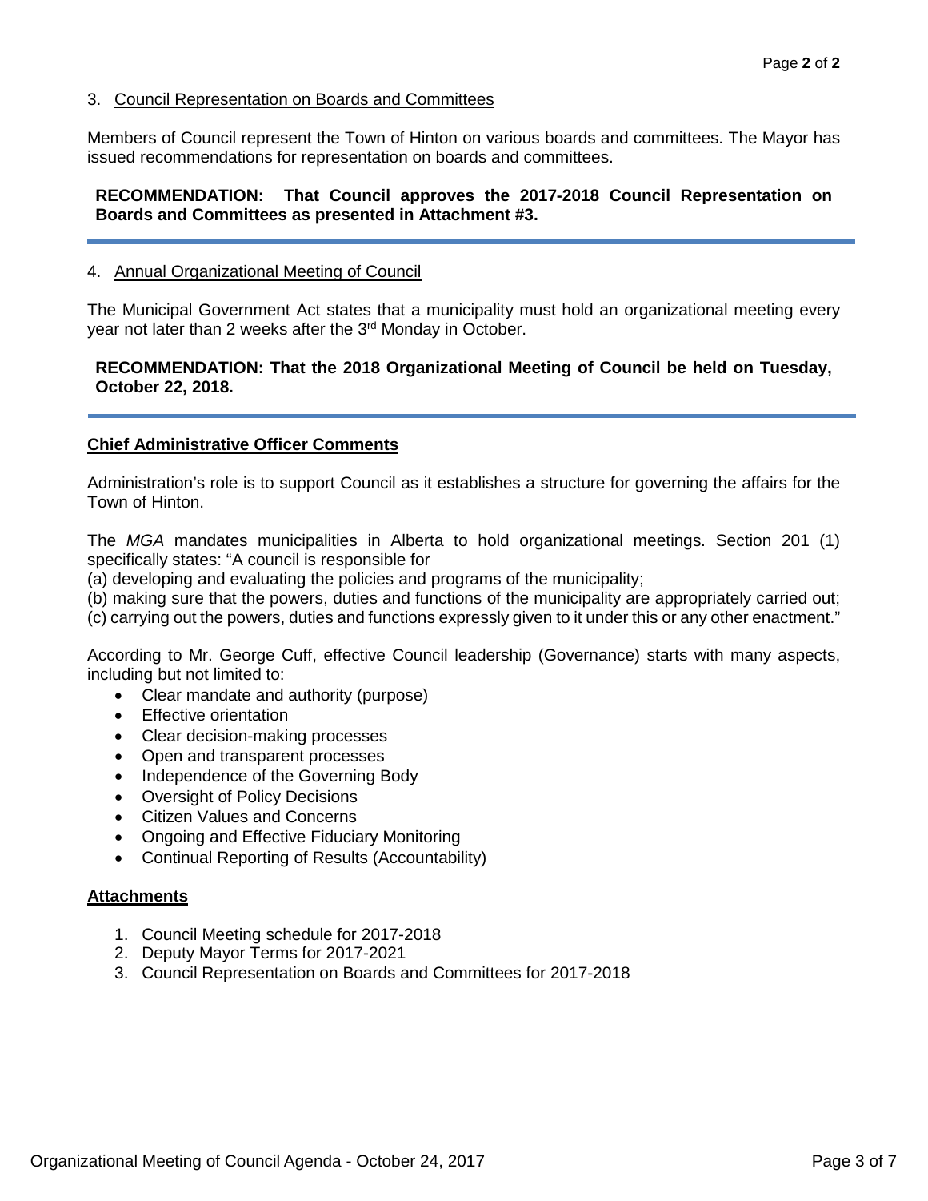3. <u>Council Representation on Boards and Committees</u>

Members of Council represent the Town of Hinton on various boards and committees. The Mayor has issued recommendations for representation on boards and committees.

**RECOMMENDATION: That Council approves the 2017-2018 Council Representation on Boards and Committees as presented in Attachment #3.**

---

4. <u>Annual Organizational Meeting of Council</u>

The Municipal Government Act states that a municipality must hold an organizational meeting every year not later than 2 weeks after the 3rd Monday in October.

**RECOMMENDATION: That the 2018 Organizational Meeting of Council be held on Tuesday, October 22, 2018.**

---

**<u>Chief Administrative Officer Comments</u>**

Administration's role is to support Council as it establishes a structure for governing the affairs for the Town of Hinton.

The *MGA* mandates municipalities in Alberta to hold organizational meetings. Section 201 (1) specifically states: "A council is responsible for
(a) developing and evaluating the policies and programs of the municipality;
(b) making sure that the powers, duties and functions of the municipality are appropriately carried out;
(c) carrying out the powers, duties and functions expressly given to it under this or any other enactment."

According to Mr. George Cuff, effective Council leadership (Governance) starts with many aspects, including but not limited to:

- Clear mandate and authority (purpose)
- Effective orientation
- Clear decision-making processes
- Open and transparent processes
- Independence of the Governing Body
- Oversight of Policy Decisions
- Citizen Values and Concerns
- Ongoing and Effective Fiduciary Monitoring
- Continual Reporting of Results (Accountability)

**<u>Attachments</u>**

1. Council Meeting schedule for 2017-2018
2. Deputy Mayor Terms for 2017-2021
3. Council Representation on Boards and Committees for 2017-2018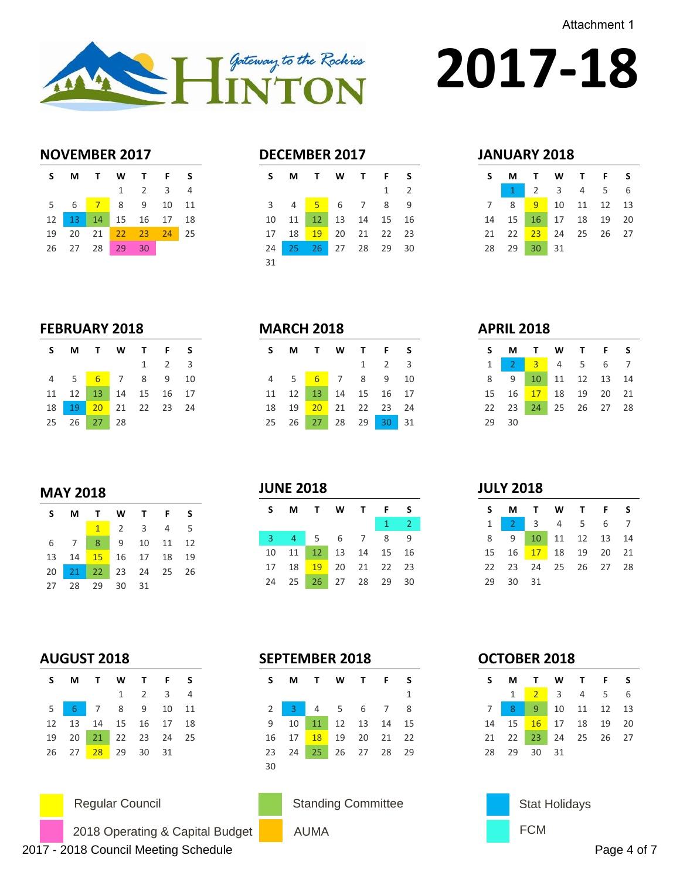Attachment 1

# Hinton — Gateway to the Rockies

# 2017-18

## NOVEMBER 2017

| S | M | T | W | T | F | S |
|---|---|---|---|---|---|---|
| | | | 1 | 2 | 3 | 4 |
| 5 | 6 | 7 | 8 | 9 | 10 | 11 |
| 12 | 13 | 14 | 15 | 16 | 17 | 18 |
| 19 | 20 | 21 | 22 | 23 | 24 | 25 |
| 26 | 27 | 28 | 29 | 30 | | |

## DECEMBER 2017

| S | M | T | W | T | F | S |
|---|---|---|---|---|---|---|
| | | | | | 1 | 2 |
| 3 | 4 | 5 | 6 | 7 | 8 | 9 |
| 10 | 11 | 12 | 13 | 14 | 15 | 16 |
| 17 | 18 | 19 | 20 | 21 | 22 | 23 |
| 24 | 25 | 26 | 27 | 28 | 29 | 30 |
| 31 | | | | | | |

## JANUARY 2018

| S | M | T | W | T | F | S |
|---|---|---|---|---|---|---|
| | 1 | 2 | 3 | 4 | 5 | 6 |
| 7 | 8 | 9 | 10 | 11 | 12 | 13 |
| 14 | 15 | 16 | 17 | 18 | 19 | 20 |
| 21 | 22 | 23 | 24 | 25 | 26 | 27 |
| 28 | 29 | 30 | 31 | | | |

## FEBRUARY 2018

| S | M | T | W | T | F | S |
|---|---|---|---|---|---|---|
| | | | | 1 | 2 | 3 |
| 4 | 5 | 6 | 7 | 8 | 9 | 10 |
| 11 | 12 | 13 | 14 | 15 | 16 | 17 |
| 18 | 19 | 20 | 21 | 22 | 23 | 24 |
| 25 | 26 | 27 | 28 | | | |

## MARCH 2018

| S | M | T | W | T | F | S |
|---|---|---|---|---|---|---|
| | | | | 1 | 2 | 3 |
| 4 | 5 | 6 | 7 | 8 | 9 | 10 |
| 11 | 12 | 13 | 14 | 15 | 16 | 17 |
| 18 | 19 | 20 | 21 | 22 | 23 | 24 |
| 25 | 26 | 27 | 28 | 29 | 30 | 31 |

## APRIL 2018

| S | M | T | W | T | F | S |
|---|---|---|---|---|---|---|
| 1 | 2 | 3 | 4 | 5 | 6 | 7 |
| 8 | 9 | 10 | 11 | 12 | 13 | 14 |
| 15 | 16 | 17 | 18 | 19 | 20 | 21 |
| 22 | 23 | 24 | 25 | 26 | 27 | 28 |
| 29 | 30 | | | | | |

## MAY 2018

| S | M | T | W | T | F | S |
|---|---|---|---|---|---|---|
| | | 1 | 2 | 3 | 4 | 5 |
| 6 | 7 | 8 | 9 | 10 | 11 | 12 |
| 13 | 14 | 15 | 16 | 17 | 18 | 19 |
| 20 | 21 | 22 | 23 | 24 | 25 | 26 |
| 27 | 28 | 29 | 30 | 31 | | |

## JUNE 2018

| S | M | T | W | T | F | S |
|---|---|---|---|---|---|---|
| | | | | | 1 | 2 |
| 3 | 4 | 5 | 6 | 7 | 8 | 9 |
| 10 | 11 | 12 | 13 | 14 | 15 | 16 |
| 17 | 18 | 19 | 20 | 21 | 22 | 23 |
| 24 | 25 | 26 | 27 | 28 | 29 | 30 |

## JULY 2018

| S | M | T | W | T | F | S |
|---|---|---|---|---|---|---|
| 1 | 2 | 3 | 4 | 5 | 6 | 7 |
| 8 | 9 | 10 | 11 | 12 | 13 | 14 |
| 15 | 16 | 17 | 18 | 19 | 20 | 21 |
| 22 | 23 | 24 | 25 | 26 | 27 | 28 |
| 29 | 30 | 31 | | | | |

## AUGUST 2018

| S | M | T | W | T | F | S |
|---|---|---|---|---|---|---|
| | | | 1 | 2 | 3 | 4 |
| 5 | 6 | 7 | 8 | 9 | 10 | 11 |
| 12 | 13 | 14 | 15 | 16 | 17 | 18 |
| 19 | 20 | 21 | 22 | 23 | 24 | 25 |
| 26 | 27 | 28 | 29 | 30 | 31 | |

## SEPTEMBER 2018

| S | M | T | W | T | F | S |
|---|---|---|---|---|---|---|
| | | | | | | 1 |
| 2 | 3 | 4 | 5 | 6 | 7 | 8 |
| 9 | 10 | 11 | 12 | 13 | 14 | 15 |
| 16 | 17 | 18 | 19 | 20 | 21 | 22 |
| 23 | 24 | 25 | 26 | 27 | 28 | 29 |
| 30 | | | | | | |

## OCTOBER 2018

| S | M | T | W | T | F | S |
|---|---|---|---|---|---|---|
| | 1 | 2 | 3 | 4 | 5 | 6 |
| 7 | 8 | 9 | 10 | 11 | 12 | 13 |
| 14 | 15 | 16 | 17 | 18 | 19 | 20 |
| 21 | 22 | 23 | 24 | 25 | 26 | 27 |
| 28 | 29 | 30 | 31 | | | |

**Legend:**

- Regular Council (yellow): Nov 7; Dec 5, 19; Jan 9, 23; Feb 6, 20; Mar 6, 20; Apr 3, 17; May 1, 15; Jun 19; Jul 17; Aug 28; Sep 18; Oct 2, 16
- Standing Committee (green): Nov 14; Dec 12, 26; Jan 16, 30; Feb 13, 27; Mar 13, 27; Apr 10, 24; May 8, 22; Jun 12, 26; Jul 10; Aug 21; Sep 11, 25; Oct 9, 23
- Stat Holidays (blue): Nov 13; Dec 25, 26; Jan 1; Feb 19; Mar 30; Apr 2; May 21; Jul 2; Aug 6; Sep 3; Oct 8
- 2018 Operating & Capital Budget (pink): Nov 29, 30
- AUMA (orange): Nov 22, 23, 24
- FCM (cyan): Jun 1, 2, 3, 4

2017 - 2018 Council Meeting Schedule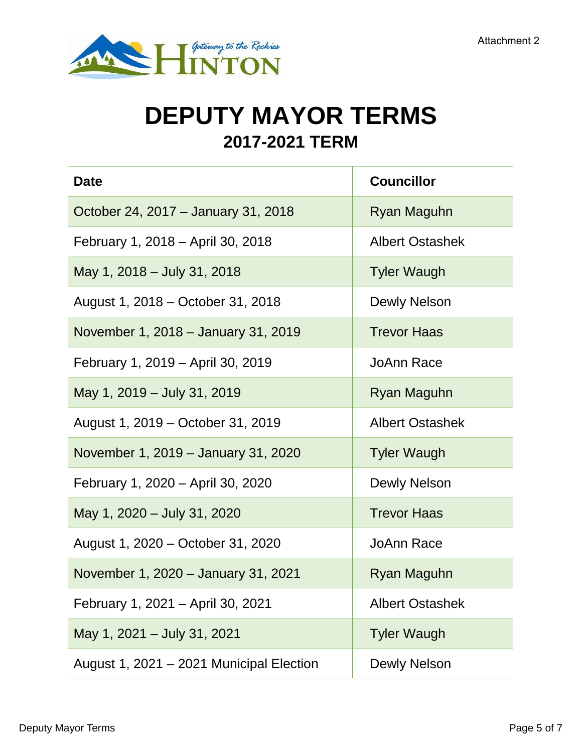Attachment 2

# DEPUTY MAYOR TERMS

## 2017-2021 TERM

| Date | Councillor |
|---|---|
| October 24, 2017 – January 31, 2018 | Ryan Maguhn |
| February 1, 2018 – April 30, 2018 | Albert Ostashek |
| May 1, 2018 – July 31, 2018 | Tyler Waugh |
| August 1, 2018 – October 31, 2018 | Dewly Nelson |
| November 1, 2018 – January 31, 2019 | Trevor Haas |
| February 1, 2019 – April 30, 2019 | JoAnn Race |
| May 1, 2019 – July 31, 2019 | Ryan Maguhn |
| August 1, 2019 – October 31, 2019 | Albert Ostashek |
| November 1, 2019 – January 31, 2020 | Tyler Waugh |
| February 1, 2020 – April 30, 2020 | Dewly Nelson |
| May 1, 2020 – July 31, 2020 | Trevor Haas |
| August 1, 2020 – October 31, 2020 | JoAnn Race |
| November 1, 2020 – January 31, 2021 | Ryan Maguhn |
| February 1, 2021 – April 30, 2021 | Albert Ostashek |
| May 1, 2021 – July 31, 2021 | Tyler Waugh |
| August 1, 2021 – 2021 Municipal Election | Dewly Nelson |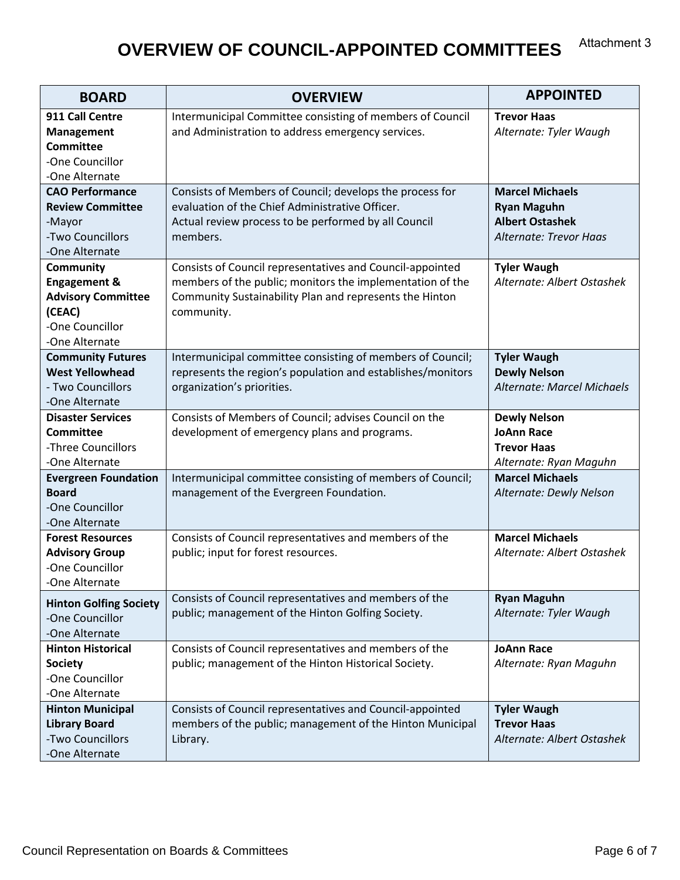Attachment 3

# OVERVIEW OF COUNCIL-APPOINTED COMMITTEES

| BOARD | OVERVIEW | APPOINTED |
|---|---|---|
| **911 Call Centre Management Committee**<br>-One Councillor<br>-One Alternate | Intermunicipal Committee consisting of members of Council and Administration to address emergency services. | **Trevor Haas**<br>*Alternate: Tyler Waugh* |
| **CAO Performance Review Committee**<br>-Mayor<br>-Two Councillors<br>-One Alternate | Consists of Members of Council; develops the process for evaluation of the Chief Administrative Officer.<br>Actual review process to be performed by all Council members. | **Marcel Michaels**<br>**Ryan Maguhn**<br>**Albert Ostashek**<br>*Alternate: Trevor Haas* |
| **Community Engagement & Advisory Committee (CEAC)**<br>-One Councillor<br>-One Alternate | Consists of Council representatives and Council-appointed members of the public; monitors the implementation of the Community Sustainability Plan and represents the Hinton community. | **Tyler Waugh**<br>*Alternate: Albert Ostashek* |
| **Community Futures West Yellowhead**<br>- Two Councillors<br>-One Alternate | Intermunicipal committee consisting of members of Council; represents the region's population and establishes/monitors organization's priorities. | **Tyler Waugh**<br>**Dewly Nelson**<br>*Alternate: Marcel Michaels* |
| **Disaster Services Committee**<br>-Three Councillors<br>-One Alternate | Consists of Members of Council; advises Council on the development of emergency plans and programs. | **Dewly Nelson**<br>**JoAnn Race**<br>**Trevor Haas**<br>*Alternate: Ryan Maguhn* |
| **Evergreen Foundation Board**<br>-One Councillor<br>-One Alternate | Intermunicipal committee consisting of members of Council; management of the Evergreen Foundation. | **Marcel Michaels**<br>*Alternate: Dewly Nelson* |
| **Forest Resources Advisory Group**<br>-One Councillor<br>-One Alternate | Consists of Council representatives and members of the public; input for forest resources. | **Marcel Michaels**<br>*Alternate: Albert Ostashek* |
| **Hinton Golfing Society**<br>-One Councillor<br>-One Alternate | Consists of Council representatives and members of the public; management of the Hinton Golfing Society. | **Ryan Maguhn**<br>*Alternate: Tyler Waugh* |
| **Hinton Historical Society**<br>-One Councillor<br>-One Alternate | Consists of Council representatives and members of the public; management of the Hinton Historical Society. | **JoAnn Race**<br>*Alternate: Ryan Maguhn* |
| **Hinton Municipal Library Board**<br>-Two Councillors<br>-One Alternate | Consists of Council representatives and Council-appointed members of the public; management of the Hinton Municipal Library. | **Tyler Waugh**<br>**Trevor Haas**<br>*Alternate: Albert Ostashek* |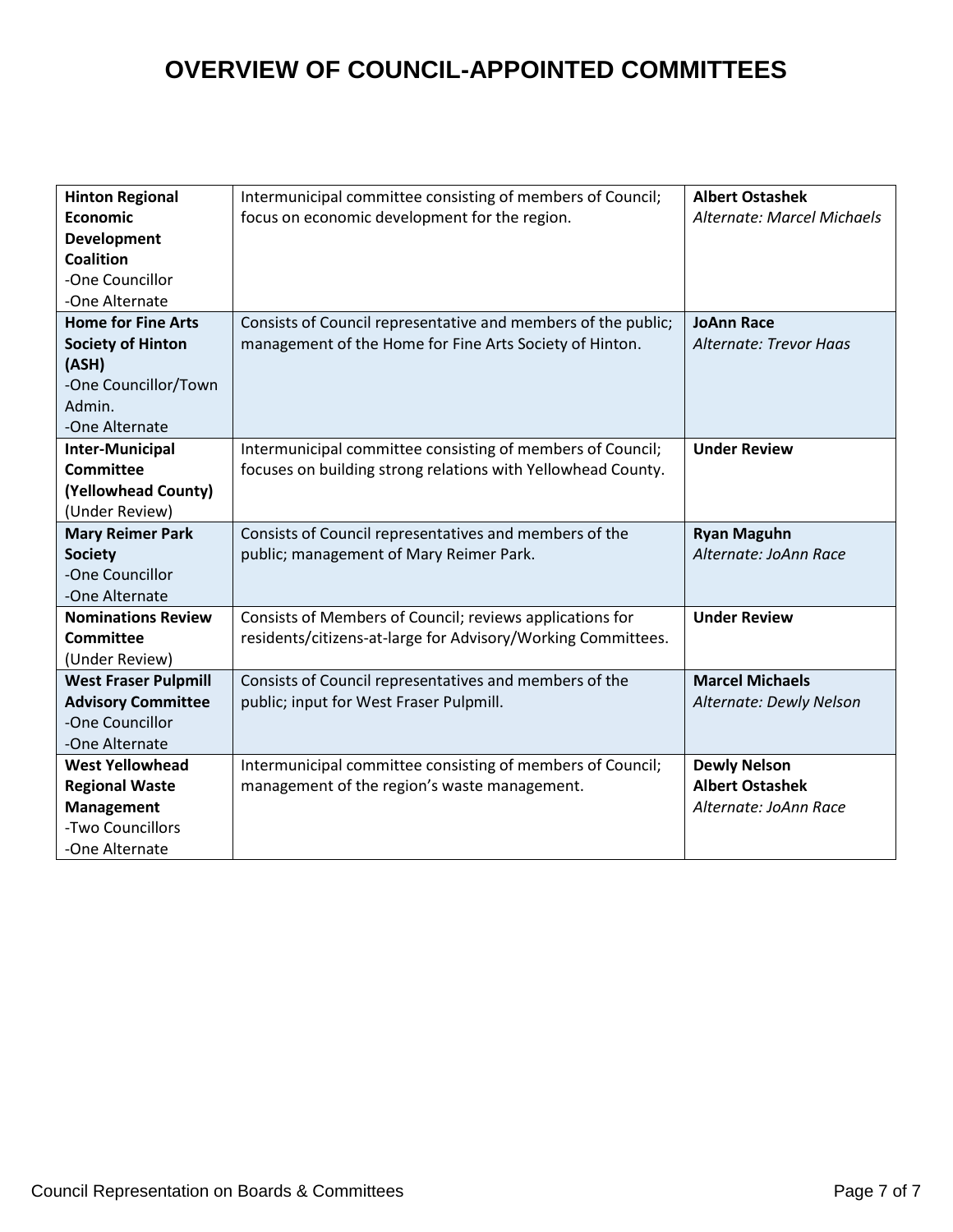# OVERVIEW OF COUNCIL-APPOINTED COMMITTEES

| | | |
|---|---|---|
| **Hinton Regional Economic Development Coalition**<br>-One Councillor<br>-One Alternate | Intermunicipal committee consisting of members of Council; focus on economic development for the region. | **Albert Ostashek**<br>*Alternate: Marcel Michaels* |
| **Home for Fine Arts Society of Hinton (ASH)**<br>-One Councillor/Town Admin.<br>-One Alternate | Consists of Council representative and members of the public; management of the Home for Fine Arts Society of Hinton. | **JoAnn Race**<br>*Alternate: Trevor Haas* |
| **Inter-Municipal Committee (Yellowhead County)**<br>(Under Review) | Intermunicipal committee consisting of members of Council; focuses on building strong relations with Yellowhead County. | **Under Review** |
| **Mary Reimer Park Society**<br>-One Councillor<br>-One Alternate | Consists of Council representatives and members of the public; management of Mary Reimer Park. | **Ryan Maguhn**<br>*Alternate: JoAnn Race* |
| **Nominations Review Committee**<br>(Under Review) | Consists of Members of Council; reviews applications for residents/citizens-at-large for Advisory/Working Committees. | **Under Review** |
| **West Fraser Pulpmill Advisory Committee**<br>-One Councillor<br>-One Alternate | Consists of Council representatives and members of the public; input for West Fraser Pulpmill. | **Marcel Michaels**<br>*Alternate: Dewly Nelson* |
| **West Yellowhead Regional Waste Management**<br>-Two Councillors<br>-One Alternate | Intermunicipal committee consisting of members of Council; management of the region's waste management. | **Dewly Nelson**<br>**Albert Ostashek**<br>*Alternate: JoAnn Race* |